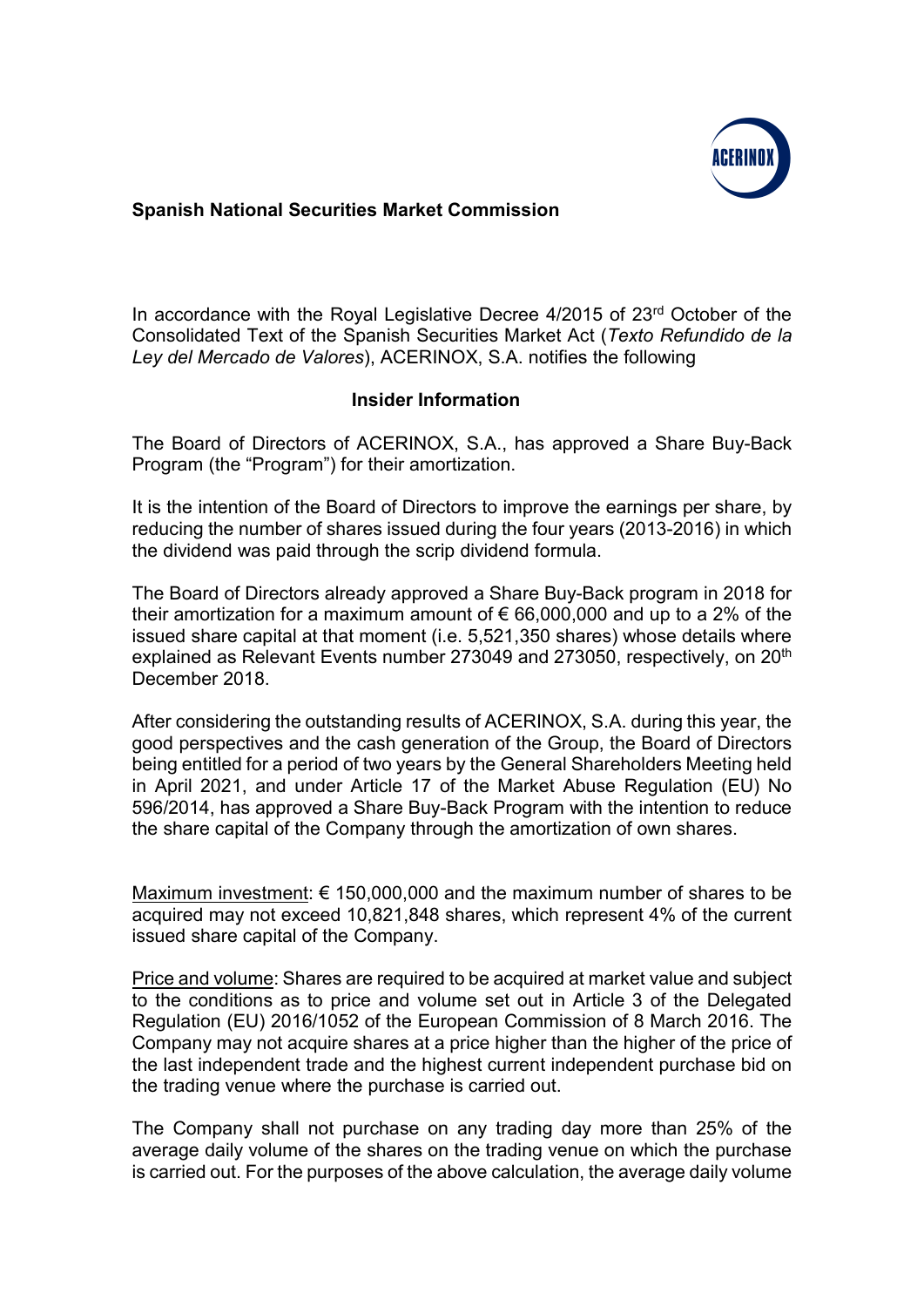**Spanish National Securities Market Commission**

In accordance with the Royal Legislative Decree 4/2015 of 23rd October of the Consolidated Text of the Spanish Securities Market Act (*Texto Refundido de la Ley del Mercado de Valores*), ACERINOX, S.A. notifies the following

**Insider Information**

The Board of Directors of ACERINOX, S.A., has approved a Share Buy-Back Program (the "Program") for their amortization.

It is the intention of the Board of Directors to improve the earnings per share, by reducing the number of shares issued during the four years (2013-2016) in which the dividend was paid through the scrip dividend formula.

The Board of Directors already approved a Share Buy-Back program in 2018 for their amortization for a maximum amount of € 66,000,000 and up to a 2% of the issued share capital at that moment (i.e. 5,521,350 shares) whose details where explained as Relevant Events number 273049 and 273050, respectively, on 20th December 2018.

After considering the outstanding results of ACERINOX, S.A. during this year, the good perspectives and the cash generation of the Group, the Board of Directors being entitled for a period of two years by the General Shareholders Meeting held in April 2021, and under Article 17 of the Market Abuse Regulation (EU) No 596/2014, has approved a Share Buy-Back Program with the intention to reduce the share capital of the Company through the amortization of own shares.

Maximum investment: € 150,000,000 and the maximum number of shares to be acquired may not exceed 10,821,848 shares, which represent 4% of the current issued share capital of the Company.

Price and volume: Shares are required to be acquired at market value and subject to the conditions as to price and volume set out in Article 3 of the Delegated Regulation (EU) 2016/1052 of the European Commission of 8 March 2016. The Company may not acquire shares at a price higher than the higher of the price of the last independent trade and the highest current independent purchase bid on the trading venue where the purchase is carried out.

The Company shall not purchase on any trading day more than 25% of the average daily volume of the shares on the trading venue on which the purchase is carried out. For the purposes of the above calculation, the average daily volume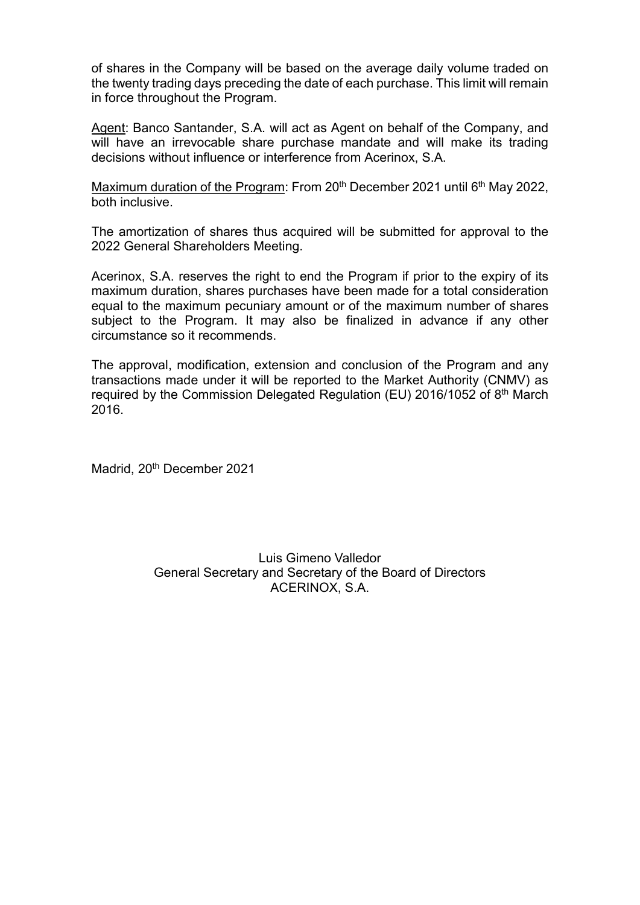of shares in the Company will be based on the average daily volume traded on the twenty trading days preceding the date of each purchase. This limit will remain in force throughout the Program.

<u>Agent</u>: Banco Santander, S.A. will act as Agent on behalf of the Company, and will have an irrevocable share purchase mandate and will make its trading decisions without influence or interference from Acerinox, S.A.

<u>Maximum duration of the Program</u>: From 20th December 2021 until 6th May 2022, both inclusive.

The amortization of shares thus acquired will be submitted for approval to the 2022 General Shareholders Meeting.

Acerinox, S.A. reserves the right to end the Program if prior to the expiry of its maximum duration, shares purchases have been made for a total consideration equal to the maximum pecuniary amount or of the maximum number of shares subject to the Program. It may also be finalized in advance if any other circumstance so it recommends.

The approval, modification, extension and conclusion of the Program and any transactions made under it will be reported to the Market Authority (CNMV) as required by the Commission Delegated Regulation (EU) 2016/1052 of 8th March 2016.

Madrid, 20th December 2021

Luis Gimeno Valledor
General Secretary and Secretary of the Board of Directors
ACERINOX, S.A.